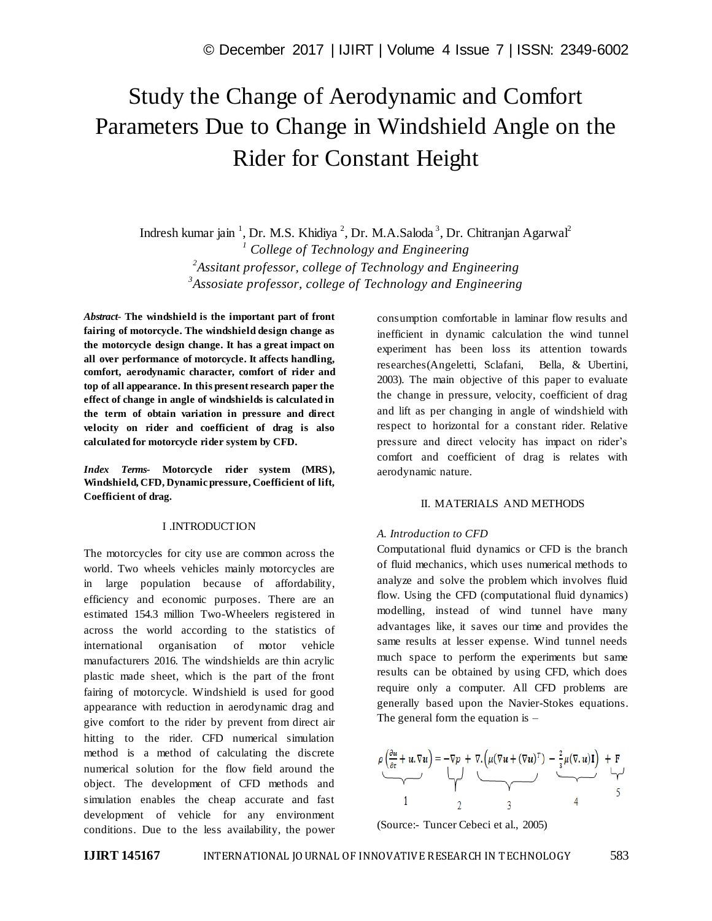# Study the Change of Aerodynamic and Comfort Parameters Due to Change in Windshield Angle on the Rider for Constant Height

Indresh kumar jain [1], Dr. M.S. Khidiya [2], Dr. M.A.Saloda [3], Dr. Chitranjan Agarwal[2]

[1] *College of Technology and Engineering*

[2] *Assitant professor, college of Technology and Engineering*

[3] *Assosiate professor, college of Technology and Engineering*

***Abstract-*** **The windshield is the important part of front fairing of motorcycle. The windshield design change as the motorcycle design change. It has a great impact on all over performance of motorcycle. It affects handling, comfort, aerodynamic character, comfort of rider and top of all appearance. In this present research paper the effect of change in angle of windshields is calculated in the term of obtain variation in pressure and direct velocity on rider and coefficient of drag is also calculated for motorcycle rider system by CFD.**

***Index Terms-*** **Motorcycle rider system (MRS), Windshield, CFD, Dynamic pressure, Coefficient of lift, Coefficient of drag.**

## I .INTRODUCTION

The motorcycles for city use are common across the world. Two wheels vehicles mainly motorcycles are in large population because of affordability, efficiency and economic purposes. There are an estimated 154.3 million Two-Wheelers registered in across the world according to the statistics of international organisation of motor vehicle manufacturers 2016. The windshields are thin acrylic plastic made sheet, which is the part of the front fairing of motorcycle. Windshield is used for good appearance with reduction in aerodynamic drag and give comfort to the rider by prevent from direct air hitting to the rider. CFD numerical simulation method is a method of calculating the discrete numerical solution for the flow field around the object. The development of CFD methods and simulation enables the cheap accurate and fast development of vehicle for any environment conditions. Due to the less availability, the power consumption comfortable in laminar flow results and inefficient in dynamic calculation the wind tunnel experiment has been loss its attention towards researches(Angeletti, Sclafani, Bella, & Ubertini, 2003). The main objective of this paper to evaluate the change in pressure, velocity, coefficient of drag and lift as per changing in angle of windshield with respect to horizontal for a constant rider. Relative pressure and direct velocity has impact on rider's comfort and coefficient of drag is relates with aerodynamic nature.

## II. MATERIALS AND METHODS

### *A. Introduction to CFD*

Computational fluid dynamics or CFD is the branch of fluid mechanics, which uses numerical methods to analyze and solve the problem which involves fluid flow. Using the CFD (computational fluid dynamics) modelling, instead of wind tunnel have many advantages like, it saves our time and provides the same results at lesser expense. Wind tunnel needs much space to perform the experiments but same results can be obtained by using CFD, which does require only a computer. All CFD problems are generally based upon the Navier-Stokes equations. The general form the equation is –

$$\underbrace{\rho\left(\frac{\partial u}{\partial t}+u.\nabla u\right)}_{1}=\underbrace{-\nabla p}_{2}+\underbrace{\nabla.\left(\mu(\nabla u+(\nabla u)^{T})\right.}_{3}-\underbrace{\left.\frac{2}{3}\mu(\nabla.u)\mathbf{I}\right)}_{4}+\underbrace{\mathbf{F}}_{5}$$

(Source:- Tuncer Cebeci et al., 2005)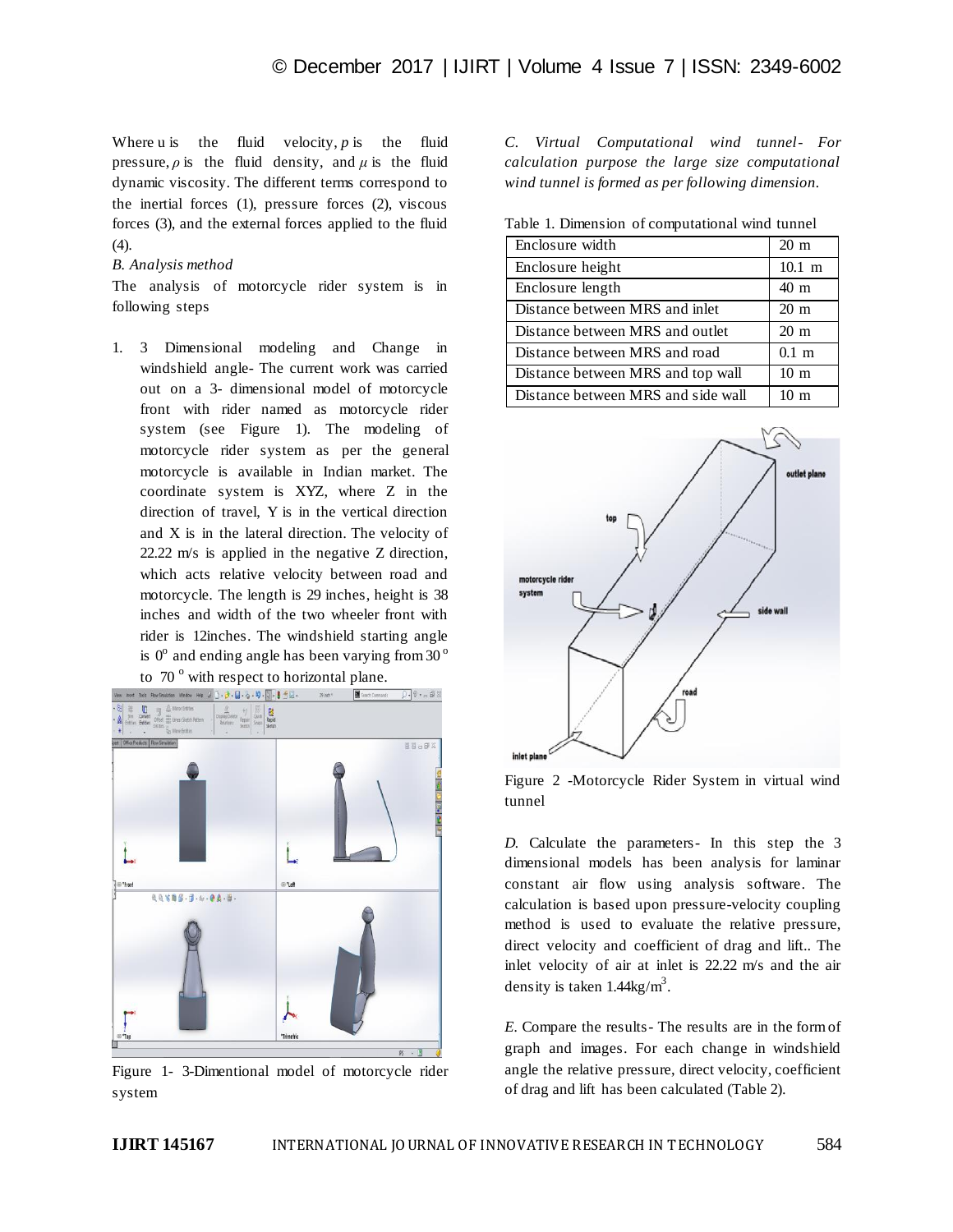Where u is the fluid velocity, $p$ is the fluid pressure, $\rho$ is the fluid density, and $\mu$ is the fluid dynamic viscosity. The different terms correspond to the inertial forces (1), pressure forces (2), viscous forces (3), and the external forces applied to the fluid (4).

*B. Analysis method*

The analysis of motorcycle rider system is in following steps

1. 3 Dimensional modeling and Change in windshield angle- The current work was carried out on a 3- dimensional model of motorcycle front with rider named as motorcycle rider system (see Figure 1). The modeling of motorcycle rider system as per the general motorcycle is available in Indian market. The coordinate system is XYZ, where Z in the direction of travel, Y is in the vertical direction and X is in the lateral direction. The velocity of 22.22 m/s is applied in the negative Z direction, which acts relative velocity between road and motorcycle. The length is 29 inches, height is 38 inches and width of the two wheeler front with rider is 12inches. The windshield starting angle is $0^{o}$ and ending angle has been varying from $30^{o}$ to $70^{o}$ with respect to horizontal plane.

Figure 1- 3-Dimentional model of motorcycle rider system

*C. Virtual Computational wind tunnel- For calculation purpose the large size computational wind tunnel is formed as per following dimension.*

Table 1. Dimension of computational wind tunnel

| | |
|---|---|
| Enclosure width | 20 m |
| Enclosure height | 10.1 m |
| Enclosure length | 40 m |
| Distance between MRS and inlet | 20 m |
| Distance between MRS and outlet | 20 m |
| Distance between MRS and road | 0.1 m |
| Distance between MRS and top wall | 10 m |
| Distance between MRS and side wall | 10 m |

Figure 2 -Motorcycle Rider System in virtual wind tunnel

*D.* Calculate the parameters- In this step the 3 dimensional models has been analysis for laminar constant air flow using analysis software. The calculation is based upon pressure-velocity coupling method is used to evaluate the relative pressure, direct velocity and coefficient of drag and lift.. The inlet velocity of air at inlet is 22.22 m/s and the air density is taken $1.44 kg/m^3$.

*E.* Compare the results- The results are in the form of graph and images. For each change in windshield angle the relative pressure, direct velocity, coefficient of drag and lift has been calculated (Table 2).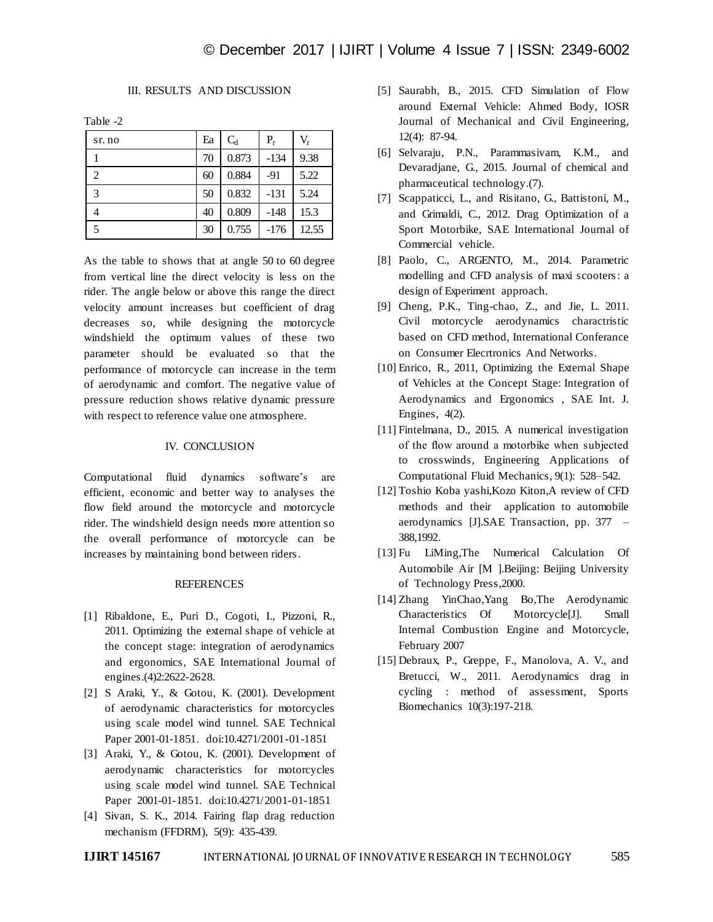## III. RESULTS AND DISCUSSION

Table -2

| sr. no | Ea | $C_d$ | $P_r$ | $V_r$ |
|---|---|---|---|---|
| 1 | 70 | 0.873 | -134 | 9.38 |
| 2 | 60 | 0.884 | -91 | 5.22 |
| 3 | 50 | 0.832 | -131 | 5.24 |
| 4 | 40 | 0.809 | -148 | 15.3 |
| 5 | 30 | 0.755 | -176 | 12.55 |

As the table to shows that at angle 50 to 60 degree from vertical line the direct velocity is less on the rider. The angle below or above this range the direct velocity amount increases but coefficient of drag decreases so, while designing the motorcycle windshield the optimum values of these two parameter should be evaluated so that the performance of motorcycle can increase in the term of aerodynamic and comfort. The negative value of pressure reduction shows relative dynamic pressure with respect to reference value one atmosphere.

## IV. CONCLUSION

Computational fluid dynamics software's are efficient, economic and better way to analyses the flow field around the motorcycle and motorcycle rider. The windshield design needs more attention so the overall performance of motorcycle can be increases by maintaining bond between riders.

## REFERENCES

[1] Ribaldone, E., Puri D., Cogoti, I., Pizzoni, R., 2011. Optimizing the external shape of vehicle at the concept stage: integration of aerodynamics and ergonomics, SAE International Journal of engines.(4)2:2622-2628.

[2] S Araki, Y., & Gotou, K. (2001). Development of aerodynamic characteristics for motorcycles using scale model wind tunnel. SAE Technical Paper 2001-01-1851. doi:10.4271/2001-01-1851

[3] Araki, Y., & Gotou, K. (2001). Development of aerodynamic characteristics for motorcycles using scale model wind tunnel. SAE Technical Paper 2001-01-1851. doi:10.4271/2001-01-1851

[4] Sivan, S. K., 2014. Fairing flap drag reduction mechanism (FFDRM), 5(9): 435-439.

[5] Saurabh, B., 2015. CFD Simulation of Flow around External Vehicle: Ahmed Body, IOSR Journal of Mechanical and Civil Engineering, 12(4): 87-94.

[6] Selvaraju, P.N., Parammasivam, K.M., and Devaradjane, G., 2015. Journal of chemical and pharmaceutical technology.(7).

[7] Scappaticci, L., and Risitano, G., Battistoni, M., and Grimaldi, C., 2012. Drag Optimization of a Sport Motorbike, SAE International Journal of Commercial vehicle.

[8] Paolo, C., ARGENTO, M., 2014. Parametric modelling and CFD analysis of maxi scooters: a design of Experiment approach.

[9] Cheng, P.K., Ting-chao, Z., and Jie, L. 2011. Civil motorcycle aerodynamics charactristic based on CFD method, International Conferance on Consumer Elecrtronics And Networks.

[10] Enrico, R., 2011, Optimizing the External Shape of Vehicles at the Concept Stage: Integration of Aerodynamics and Ergonomics , SAE Int. J. Engines, 4(2).

[11] Fintelmana, D., 2015. A numerical investigation of the flow around a motorbike when subjected to crosswinds, Engineering Applications of Computational Fluid Mechanics, 9(1): 528–542.

[12] Toshio Koba yashi,Kozo Kiton,A review of CFD methods and their application to automobile aerodynamics [J].SAE Transaction, pp. 377 – 388,1992.

[13] Fu LiMing,The Numerical Calculation Of Automobile Air [M ].Beijing: Beijing University of Technology Press,2000.

[14] Zhang YinChao,Yang Bo,The Aerodynamic Characteristics Of Motorcycle[J]. Small Internal Combustion Engine and Motorcycle, February 2007

[15] Debraux, P., Greppe, F., Manolova, A. V., and Bretucci, W., 2011. Aerodynamics drag in cycling : method of assessment, Sports Biomechanics 10(3):197-218.